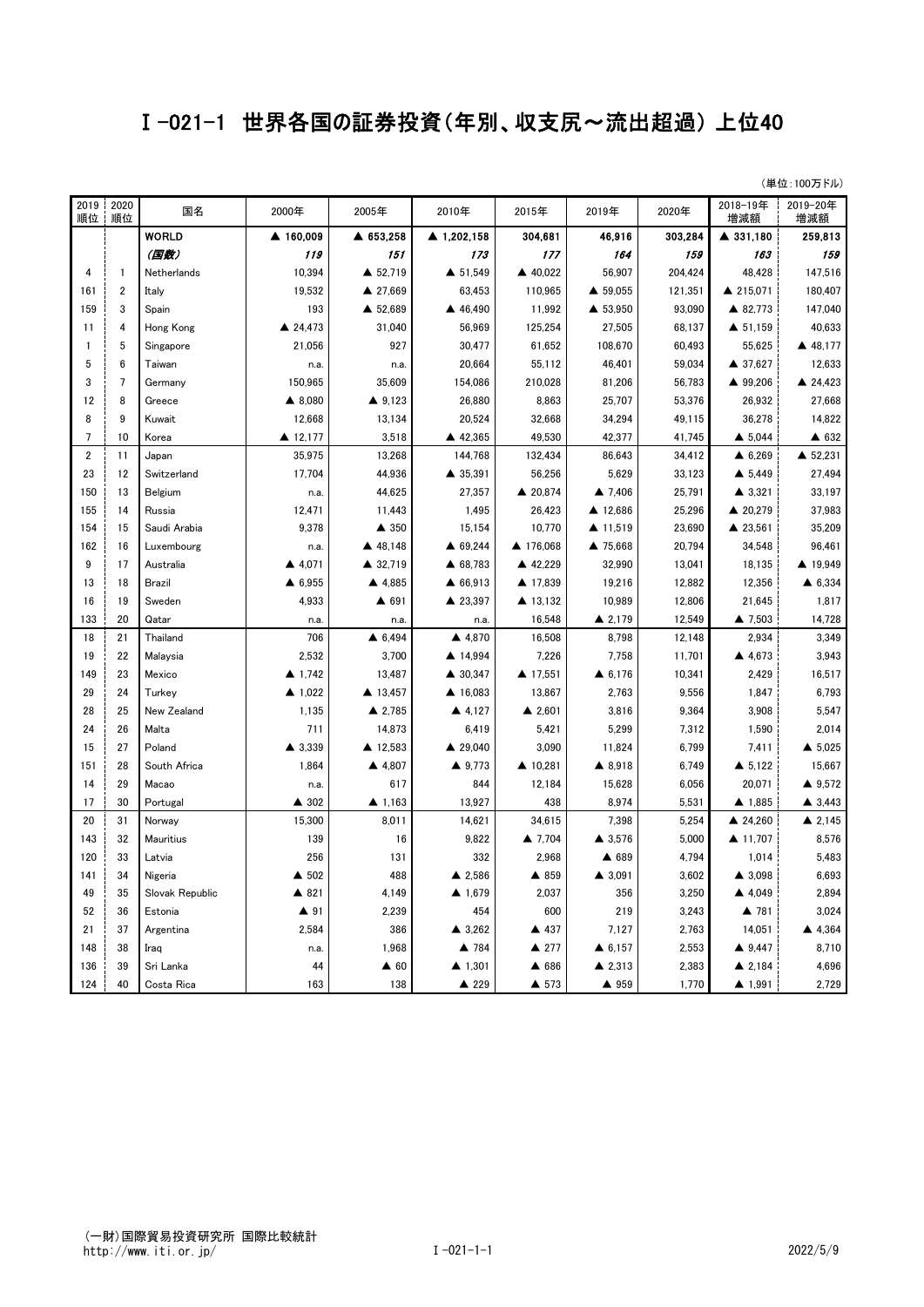# Ⅰ-021-1 世界各国の証券投資(年別、収支尻～流出超過) 上位40

(単位:100万ドル)

| 2019順位 | 2020順位 | 国名 | 2000年 | 2005年 | 2010年 | 2015年 | 2019年 | 2020年 | 2018-19年増減額 | 2019-20年増減額 |
|---|---|---|---|---|---|---|---|---|---|---|
| | | **WORLD** | **▲ 160,009** | **▲ 653,258** | **▲ 1,202,158** | **304,681** | **46,916** | **303,284** | **▲ 331,180** | **259,813** |
| | | ***(国数)*** | ***119*** | ***151*** | ***173*** | ***177*** | ***164*** | ***159*** | ***163*** | ***159*** |
| 4 | 1 | Netherlands | 10,394 | ▲ 52,719 | ▲ 51,549 | ▲ 40,022 | 56,907 | 204,424 | 48,428 | 147,516 |
| 161 | 2 | Italy | 19,532 | ▲ 27,669 | 63,453 | 110,965 | ▲ 59,055 | 121,351 | ▲ 215,071 | 180,407 |
| 159 | 3 | Spain | 193 | ▲ 52,689 | ▲ 46,490 | 11,992 | ▲ 53,950 | 93,090 | ▲ 82,773 | 147,040 |
| 11 | 4 | Hong Kong | ▲ 24,473 | 31,040 | 56,969 | 125,254 | 27,505 | 68,137 | ▲ 51,159 | 40,633 |
| 1 | 5 | Singapore | 21,056 | 927 | 30,477 | 61,652 | 108,670 | 60,493 | 55,625 | ▲ 48,177 |
| 5 | 6 | Taiwan | n.a. | n.a. | 20,664 | 55,112 | 46,401 | 59,034 | ▲ 37,627 | 12,633 |
| 3 | 7 | Germany | 150,965 | 35,609 | 154,086 | 210,028 | 81,206 | 56,783 | ▲ 99,206 | ▲ 24,423 |
| 12 | 8 | Greece | ▲ 8,080 | ▲ 9,123 | 26,880 | 8,863 | 25,707 | 53,376 | 26,932 | 27,668 |
| 8 | 9 | Kuwait | 12,668 | 13,134 | 20,524 | 32,668 | 34,294 | 49,115 | 36,278 | 14,822 |
| 7 | 10 | Korea | ▲ 12,177 | 3,518 | ▲ 42,365 | 49,530 | 42,377 | 41,745 | ▲ 5,044 | ▲ 632 |
| 2 | 11 | Japan | 35,975 | 13,268 | 144,768 | 132,434 | 86,643 | 34,412 | ▲ 6,269 | ▲ 52,231 |
| 23 | 12 | Switzerland | 17,704 | 44,936 | ▲ 35,391 | 56,256 | 5,629 | 33,123 | ▲ 5,449 | 27,494 |
| 150 | 13 | Belgium | n.a. | 44,625 | 27,357 | ▲ 20,874 | ▲ 7,406 | 25,791 | ▲ 3,321 | 33,197 |
| 155 | 14 | Russia | 12,471 | 11,443 | 1,495 | 26,423 | ▲ 12,686 | 25,296 | ▲ 20,279 | 37,983 |
| 154 | 15 | Saudi Arabia | 9,378 | ▲ 350 | 15,154 | 10,770 | ▲ 11,519 | 23,690 | ▲ 23,561 | 35,209 |
| 162 | 16 | Luxembourg | n.a. | ▲ 48,148 | ▲ 69,244 | ▲ 176,068 | ▲ 75,668 | 20,794 | 34,548 | 96,461 |
| 9 | 17 | Australia | ▲ 4,071 | ▲ 32,719 | ▲ 68,783 | ▲ 42,229 | 32,990 | 13,041 | 18,135 | ▲ 19,949 |
| 13 | 18 | Brazil | ▲ 6,955 | ▲ 4,885 | ▲ 66,913 | ▲ 17,839 | 19,216 | 12,882 | 12,356 | ▲ 6,334 |
| 16 | 19 | Sweden | 4,933 | ▲ 691 | ▲ 23,397 | ▲ 13,132 | 10,989 | 12,806 | 21,645 | 1,817 |
| 133 | 20 | Qatar | n.a. | n.a. | n.a. | 16,548 | ▲ 2,179 | 12,549 | ▲ 7,503 | 14,728 |
| 18 | 21 | Thailand | 706 | ▲ 6,494 | ▲ 4,870 | 16,508 | 8,798 | 12,148 | 2,934 | 3,349 |
| 19 | 22 | Malaysia | 2,532 | 3,700 | ▲ 14,994 | 7,226 | 7,758 | 11,701 | ▲ 4,673 | 3,943 |
| 149 | 23 | Mexico | ▲ 1,742 | 13,487 | ▲ 30,347 | ▲ 17,551 | ▲ 6,176 | 10,341 | 2,429 | 16,517 |
| 29 | 24 | Turkey | ▲ 1,022 | ▲ 13,457 | ▲ 16,083 | 13,867 | 2,763 | 9,556 | 1,847 | 6,793 |
| 28 | 25 | New Zealand | 1,135 | ▲ 2,785 | ▲ 4,127 | ▲ 2,601 | 3,816 | 9,364 | 3,908 | 5,547 |
| 24 | 26 | Malta | 711 | 14,873 | 6,419 | 5,421 | 5,299 | 7,312 | 1,590 | 2,014 |
| 15 | 27 | Poland | ▲ 3,339 | ▲ 12,583 | ▲ 29,040 | 3,090 | 11,824 | 6,799 | 7,411 | ▲ 5,025 |
| 151 | 28 | South Africa | 1,864 | ▲ 4,807 | ▲ 9,773 | ▲ 10,281 | ▲ 8,918 | 6,749 | ▲ 5,122 | 15,667 |
| 14 | 29 | Macao | n.a. | 617 | 844 | 12,184 | 15,628 | 6,056 | 20,071 | ▲ 9,572 |
| 17 | 30 | Portugal | ▲ 302 | ▲ 1,163 | 13,927 | 438 | 8,974 | 5,531 | ▲ 1,885 | ▲ 3,443 |
| 20 | 31 | Norway | 15,300 | 8,011 | 14,621 | 34,615 | 7,398 | 5,254 | ▲ 24,260 | ▲ 2,145 |
| 143 | 32 | Mauritius | 139 | 16 | 9,822 | ▲ 7,704 | ▲ 3,576 | 5,000 | ▲ 11,707 | 8,576 |
| 120 | 33 | Latvia | 256 | 131 | 332 | 2,968 | ▲ 689 | 4,794 | 1,014 | 5,483 |
| 141 | 34 | Nigeria | ▲ 502 | 488 | ▲ 2,586 | ▲ 859 | ▲ 3,091 | 3,602 | ▲ 3,098 | 6,693 |
| 49 | 35 | Slovak Republic | ▲ 821 | 4,149 | ▲ 1,679 | 2,037 | 356 | 3,250 | ▲ 4,049 | 2,894 |
| 52 | 36 | Estonia | ▲ 91 | 2,239 | 454 | 600 | 219 | 3,243 | ▲ 781 | 3,024 |
| 21 | 37 | Argentina | 2,584 | 386 | ▲ 3,262 | ▲ 437 | 7,127 | 2,763 | 14,051 | ▲ 4,364 |
| 148 | 38 | Iraq | n.a. | 1,968 | ▲ 784 | ▲ 277 | ▲ 6,157 | 2,553 | ▲ 9,447 | 8,710 |
| 136 | 39 | Sri Lanka | 44 | ▲ 60 | ▲ 1,301 | ▲ 686 | ▲ 2,313 | 2,383 | ▲ 2,184 | 4,696 |
| 124 | 40 | Costa Rica | 163 | 138 | ▲ 229 | ▲ 573 | ▲ 959 | 1,770 | ▲ 1,991 | 2,729 |

(一財)国際貿易投資研究所 国際比較統計
http://www.iti.or.jp/

2022/5/9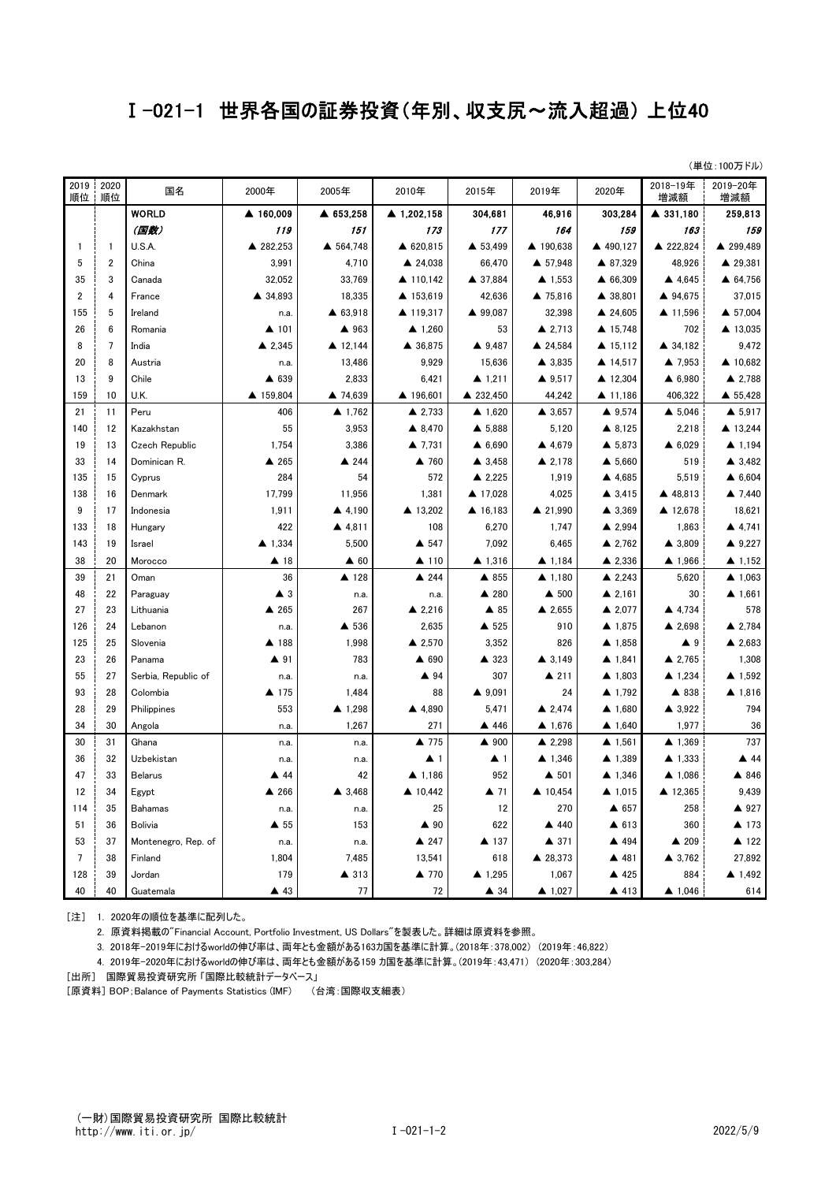# Ⅰ-021-1 世界各国の証券投資(年別、収支尻～流入超過) 上位40

(単位:100万ドル)

| 2019順位 | 2020順位 | 国名 | 2000年 | 2005年 | 2010年 | 2015年 | 2019年 | 2020年 | 2018-19年増減額 | 2019-20年増減額 |
|---|---|---|---|---|---|---|---|---|---|---|
| | | **WORLD** | **▲ 160,009** | **▲ 653,258** | **▲ 1,202,158** | **304,681** | **46,916** | **303,284** | **▲ 331,180** | **259,813** |
| | | ***(国数)*** | ***119*** | ***151*** | ***173*** | ***177*** | ***164*** | ***159*** | ***163*** | ***159*** |
| 1 | 1 | U.S.A. | ▲ 282,253 | ▲ 564,748 | ▲ 620,815 | ▲ 53,499 | ▲ 190,638 | ▲ 490,127 | ▲ 222,824 | ▲ 299,489 |
| 5 | 2 | China | 3,991 | 4,710 | ▲ 24,038 | 66,470 | ▲ 57,948 | ▲ 87,329 | 48,926 | ▲ 29,381 |
| 35 | 3 | Canada | 32,052 | 33,769 | ▲ 110,142 | ▲ 37,884 | ▲ 1,553 | ▲ 66,309 | ▲ 4,645 | ▲ 64,756 |
| 2 | 4 | France | ▲ 34,893 | 18,335 | ▲ 153,619 | 42,636 | ▲ 75,816 | ▲ 38,801 | ▲ 94,675 | 37,015 |
| 155 | 5 | Ireland | n.a. | ▲ 63,918 | ▲ 119,317 | ▲ 99,087 | 32,398 | ▲ 24,605 | ▲ 11,596 | ▲ 57,004 |
| 26 | 6 | Romania | ▲ 101 | ▲ 963 | ▲ 1,260 | 53 | ▲ 2,713 | ▲ 15,748 | 702 | ▲ 13,035 |
| 8 | 7 | India | ▲ 2,345 | ▲ 12,144 | ▲ 36,875 | ▲ 9,487 | ▲ 24,584 | ▲ 15,112 | ▲ 34,182 | 9,472 |
| 20 | 8 | Austria | n.a. | 13,486 | 9,929 | 15,636 | ▲ 3,835 | ▲ 14,517 | ▲ 7,953 | ▲ 10,682 |
| 13 | 9 | Chile | ▲ 639 | 2,833 | 6,421 | ▲ 1,211 | ▲ 9,517 | ▲ 12,304 | ▲ 6,980 | ▲ 2,788 |
| 159 | 10 | U.K. | ▲ 159,804 | ▲ 74,639 | ▲ 196,601 | ▲ 232,450 | 44,242 | ▲ 11,186 | 406,322 | ▲ 55,428 |
| 21 | 11 | Peru | 406 | ▲ 1,762 | ▲ 2,733 | ▲ 1,620 | ▲ 3,657 | ▲ 9,574 | ▲ 5,046 | ▲ 5,917 |
| 140 | 12 | Kazakhstan | 55 | 3,953 | ▲ 8,470 | ▲ 5,888 | 5,120 | ▲ 8,125 | 2,218 | ▲ 13,244 |
| 19 | 13 | Czech Republic | 1,754 | 3,386 | ▲ 7,731 | ▲ 6,690 | ▲ 4,679 | ▲ 5,873 | ▲ 6,029 | ▲ 1,194 |
| 33 | 14 | Dominican R. | ▲ 265 | ▲ 244 | ▲ 760 | ▲ 3,458 | ▲ 2,178 | ▲ 5,660 | 519 | ▲ 3,482 |
| 135 | 15 | Cyprus | 284 | 54 | 572 | ▲ 2,225 | 1,919 | ▲ 4,685 | 5,519 | ▲ 6,604 |
| 138 | 16 | Denmark | 17,799 | 11,956 | 1,381 | ▲ 17,028 | 4,025 | ▲ 3,415 | ▲ 48,813 | ▲ 7,440 |
| 9 | 17 | Indonesia | 1,911 | ▲ 4,190 | ▲ 13,202 | ▲ 16,183 | ▲ 21,990 | ▲ 3,369 | ▲ 12,678 | 18,621 |
| 133 | 18 | Hungary | 422 | ▲ 4,811 | 108 | 6,270 | 1,747 | ▲ 2,994 | 1,863 | ▲ 4,741 |
| 143 | 19 | Israel | ▲ 1,334 | 5,500 | ▲ 547 | 7,092 | 6,465 | ▲ 2,762 | ▲ 3,809 | ▲ 9,227 |
| 38 | 20 | Morocco | ▲ 18 | ▲ 60 | ▲ 110 | ▲ 1,316 | ▲ 1,184 | ▲ 2,336 | ▲ 1,966 | ▲ 1,152 |
| 39 | 21 | Oman | 36 | ▲ 128 | ▲ 244 | ▲ 855 | ▲ 1,180 | ▲ 2,243 | 5,620 | ▲ 1,063 |
| 48 | 22 | Paraguay | ▲ 3 | n.a. | n.a. | ▲ 280 | ▲ 500 | ▲ 2,161 | 30 | ▲ 1,661 |
| 27 | 23 | Lithuania | ▲ 265 | 267 | ▲ 2,216 | ▲ 85 | ▲ 2,655 | ▲ 2,077 | ▲ 4,734 | 578 |
| 126 | 24 | Lebanon | n.a. | ▲ 536 | 2,635 | ▲ 525 | 910 | ▲ 1,875 | ▲ 2,698 | ▲ 2,784 |
| 125 | 25 | Slovenia | ▲ 188 | 1,998 | ▲ 2,570 | 3,352 | 826 | ▲ 1,858 | ▲ 9 | ▲ 2,683 |
| 23 | 26 | Panama | ▲ 91 | 783 | ▲ 690 | ▲ 323 | ▲ 3,149 | ▲ 1,841 | ▲ 2,765 | 1,308 |
| 55 | 27 | Serbia, Republic of | n.a. | n.a. | ▲ 94 | 307 | ▲ 211 | ▲ 1,803 | ▲ 1,234 | ▲ 1,592 |
| 93 | 28 | Colombia | ▲ 175 | 1,484 | 88 | ▲ 9,091 | 24 | ▲ 1,792 | ▲ 838 | ▲ 1,816 |
| 28 | 29 | Philippines | 553 | ▲ 1,298 | ▲ 4,890 | 5,471 | ▲ 2,474 | ▲ 1,680 | ▲ 3,922 | 794 |
| 34 | 30 | Angola | n.a. | 1,267 | 271 | ▲ 446 | ▲ 1,676 | ▲ 1,640 | 1,977 | 36 |
| 30 | 31 | Ghana | n.a. | n.a. | ▲ 775 | ▲ 900 | ▲ 2,298 | ▲ 1,561 | ▲ 1,369 | 737 |
| 36 | 32 | Uzbekistan | n.a. | n.a. | ▲ 1 | ▲ 1 | ▲ 1,346 | ▲ 1,389 | ▲ 1,333 | ▲ 44 |
| 47 | 33 | Belarus | ▲ 44 | 42 | ▲ 1,186 | 952 | ▲ 501 | ▲ 1,346 | ▲ 1,086 | ▲ 846 |
| 12 | 34 | Egypt | ▲ 266 | ▲ 3,468 | ▲ 10,442 | ▲ 71 | ▲ 10,454 | ▲ 1,015 | ▲ 12,365 | 9,439 |
| 114 | 35 | Bahamas | n.a. | n.a. | 25 | 12 | 270 | ▲ 657 | 258 | ▲ 927 |
| 51 | 36 | Bolivia | ▲ 55 | 153 | ▲ 90 | 622 | ▲ 440 | ▲ 613 | 360 | ▲ 173 |
| 53 | 37 | Montenegro, Rep. of | n.a. | n.a. | ▲ 247 | ▲ 137 | ▲ 371 | ▲ 494 | ▲ 209 | ▲ 122 |
| 7 | 38 | Finland | 1,804 | 7,485 | 13,541 | 618 | ▲ 28,373 | ▲ 481 | ▲ 3,762 | 27,892 |
| 128 | 39 | Jordan | 179 | ▲ 313 | ▲ 770 | ▲ 1,295 | 1,067 | ▲ 425 | 884 | ▲ 1,492 |
| 40 | 40 | Guatemala | ▲ 43 | 77 | 72 | ▲ 34 | ▲ 1,027 | ▲ 413 | ▲ 1,046 | 614 |

[注] 1. 2020年の順位を基準に配列した。

2. 原資料掲載の"Financial Account, Portfolio Investment, US Dollars"を製表した。詳細は原資料を参照。

3. 2018年-2019年におけるworldの伸び率は、両年とも金額がある163カ国を基準に計算。(2018年:378,002) (2019年:46,822)

4. 2019年-2020年におけるworldの伸び率は、両年とも金額がある159 カ国を基準に計算。(2019年:43,471) (2020年:303,284)

[出所] 国際貿易投資研究所「国際比較統計データベース」

[原資料] BOP;Balance of Payments Statistics (IMF) (台湾:国際収支細表)

(一財)国際貿易投資研究所 国際比較統計
http://www.iti.or.jp/

2022/5/9